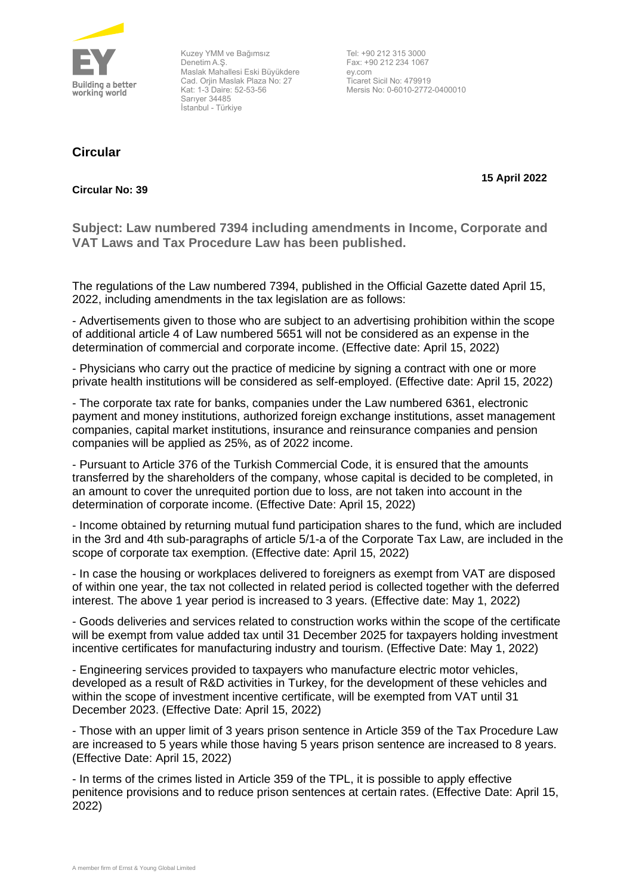Kuzey YMM ve Bağımsız
Denetim A.Ş.
Maslak Mahallesi Eski Büyükdere
Cad. Orjin Maslak Plaza No: 27
Kat: 1-3 Daire: 52-53-56
Sarıyer 34485
İstanbul - Türkiye

Tel: +90 212 315 3000
Fax: +90 212 234 1067
ey.com
Ticaret Sicil No: 479919
Mersis No: 0-6010-2772-0400010

## Circular

**15 April 2022**

**Circular No: 39**

### Subject: Law numbered 7394 including amendments in Income, Corporate and VAT Laws and Tax Procedure Law has been published.

The regulations of the Law numbered 7394, published in the Official Gazette dated April 15, 2022, including amendments in the tax legislation are as follows:

- Advertisements given to those who are subject to an advertising prohibition within the scope of additional article 4 of Law numbered 5651 will not be considered as an expense in the determination of commercial and corporate income. (Effective date: April 15, 2022)

- Physicians who carry out the practice of medicine by signing a contract with one or more private health institutions will be considered as self-employed. (Effective date: April 15, 2022)

- The corporate tax rate for banks, companies under the Law numbered 6361, electronic payment and money institutions, authorized foreign exchange institutions, asset management companies, capital market institutions, insurance and reinsurance companies and pension companies will be applied as 25%, as of 2022 income.

- Pursuant to Article 376 of the Turkish Commercial Code, it is ensured that the amounts transferred by the shareholders of the company, whose capital is decided to be completed, in an amount to cover the unrequited portion due to loss, are not taken into account in the determination of corporate income. (Effective Date: April 15, 2022)

- Income obtained by returning mutual fund participation shares to the fund, which are included in the 3rd and 4th sub-paragraphs of article 5/1-a of the Corporate Tax Law, are included in the scope of corporate tax exemption. (Effective date: April 15, 2022)

- In case the housing or workplaces delivered to foreigners as exempt from VAT are disposed of within one year, the tax not collected in related period is collected together with the deferred interest. The above 1 year period is increased to 3 years. (Effective date: May 1, 2022)

- Goods deliveries and services related to construction works within the scope of the certificate will be exempt from value added tax until 31 December 2025 for taxpayers holding investment incentive certificates for manufacturing industry and tourism. (Effective Date: May 1, 2022)

- Engineering services provided to taxpayers who manufacture electric motor vehicles, developed as a result of R&D activities in Turkey, for the development of these vehicles and within the scope of investment incentive certificate, will be exempted from VAT until 31 December 2023. (Effective Date: April 15, 2022)

- Those with an upper limit of 3 years prison sentence in Article 359 of the Tax Procedure Law are increased to 5 years while those having 5 years prison sentence are increased to 8 years. (Effective Date: April 15, 2022)

- In terms of the crimes listed in Article 359 of the TPL, it is possible to apply effective penitence provisions and to reduce prison sentences at certain rates. (Effective Date: April 15, 2022)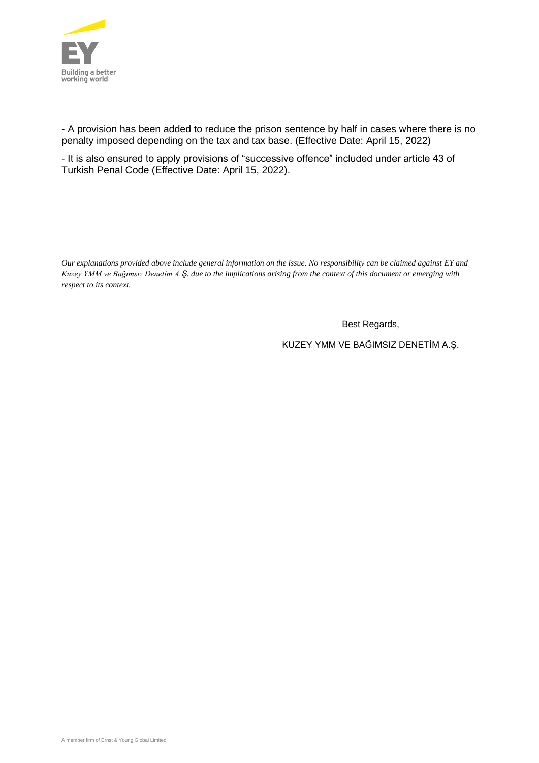- A provision has been added to reduce the prison sentence by half in cases where there is no penalty imposed depending on the tax and tax base. (Effective Date: April 15, 2022)

- It is also ensured to apply provisions of "successive offence" included under article 43 of Turkish Penal Code (Effective Date: April 15, 2022).

*Our explanations provided above include general information on the issue. No responsibility can be claimed against EY and Kuzey YMM ve Bağımsız Denetim A.Ş. due to the implications arising from the context of this document or emerging with respect to its context.*

Best Regards,

KUZEY YMM VE BAĞIMSIZ DENETİM A.Ş.